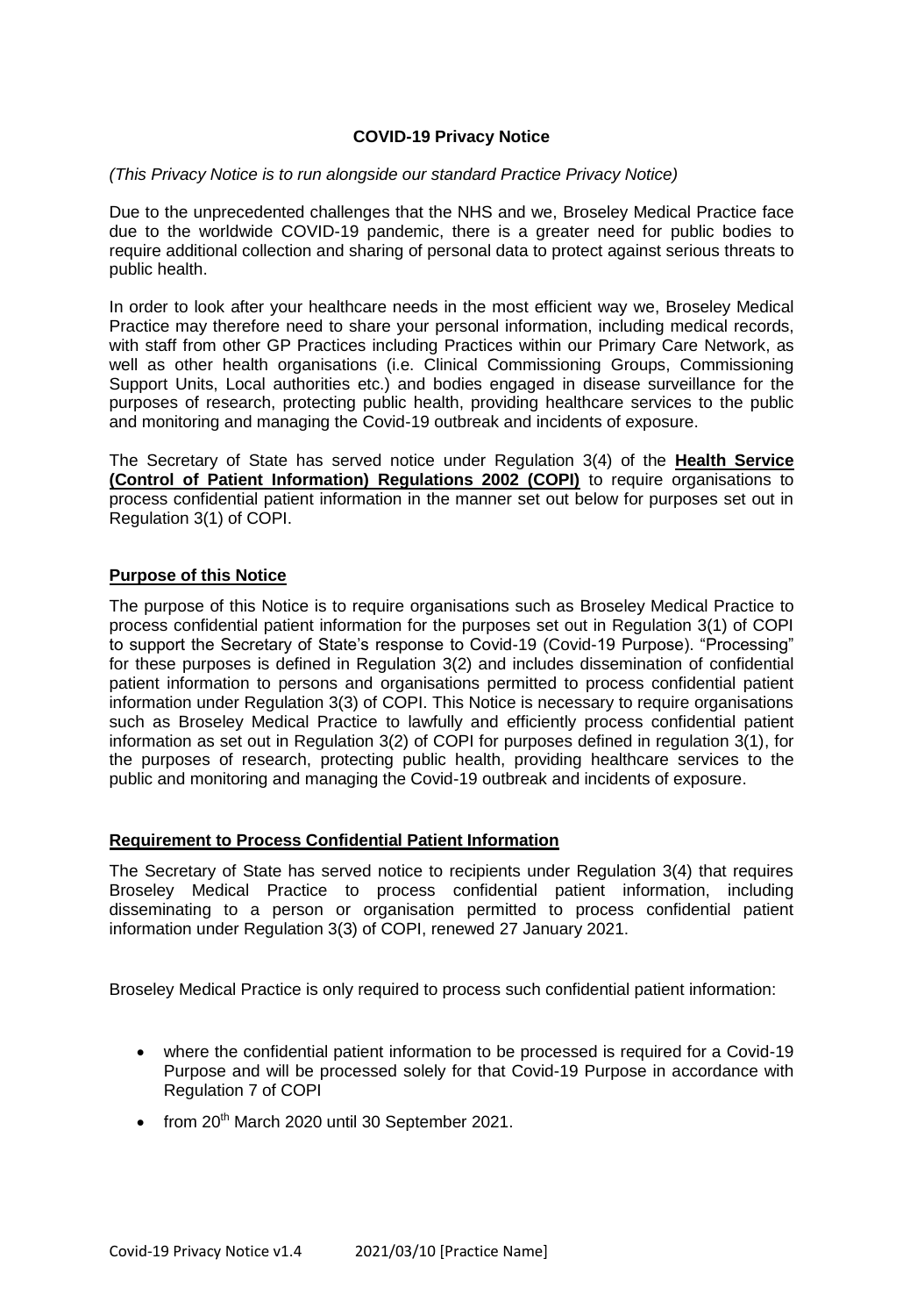# COVID-19 Privacy Notice

*(This Privacy Notice is to run alongside our standard Practice Privacy Notice)*

Due to the unprecedented challenges that the NHS and we, Broseley Medical Practice face due to the worldwide COVID-19 pandemic, there is a greater need for public bodies to require additional collection and sharing of personal data to protect against serious threats to public health.

In order to look after your healthcare needs in the most efficient way we, Broseley Medical Practice may therefore need to share your personal information, including medical records, with staff from other GP Practices including Practices within our Primary Care Network, as well as other health organisations (i.e. Clinical Commissioning Groups, Commissioning Support Units, Local authorities etc.) and bodies engaged in disease surveillance for the purposes of research, protecting public health, providing healthcare services to the public and monitoring and managing the Covid-19 outbreak and incidents of exposure.

The Secretary of State has served notice under Regulation 3(4) of the **Health Service (Control of Patient Information) Regulations 2002 (COPI)** to require organisations to process confidential patient information in the manner set out below for purposes set out in Regulation 3(1) of COPI.

## Purpose of this Notice

The purpose of this Notice is to require organisations such as Broseley Medical Practice to process confidential patient information for the purposes set out in Regulation 3(1) of COPI to support the Secretary of State's response to Covid-19 (Covid-19 Purpose). "Processing" for these purposes is defined in Regulation 3(2) and includes dissemination of confidential patient information to persons and organisations permitted to process confidential patient information under Regulation 3(3) of COPI. This Notice is necessary to require organisations such as Broseley Medical Practice to lawfully and efficiently process confidential patient information as set out in Regulation 3(2) of COPI for purposes defined in regulation 3(1), for the purposes of research, protecting public health, providing healthcare services to the public and monitoring and managing the Covid-19 outbreak and incidents of exposure.

## Requirement to Process Confidential Patient Information

The Secretary of State has served notice to recipients under Regulation 3(4) that requires Broseley Medical Practice to process confidential patient information, including disseminating to a person or organisation permitted to process confidential patient information under Regulation 3(3) of COPI, renewed 27 January 2021.

Broseley Medical Practice is only required to process such confidential patient information:

- where the confidential patient information to be processed is required for a Covid-19 Purpose and will be processed solely for that Covid-19 Purpose in accordance with Regulation 7 of COPI
- from 20th March 2020 until 30 September 2021.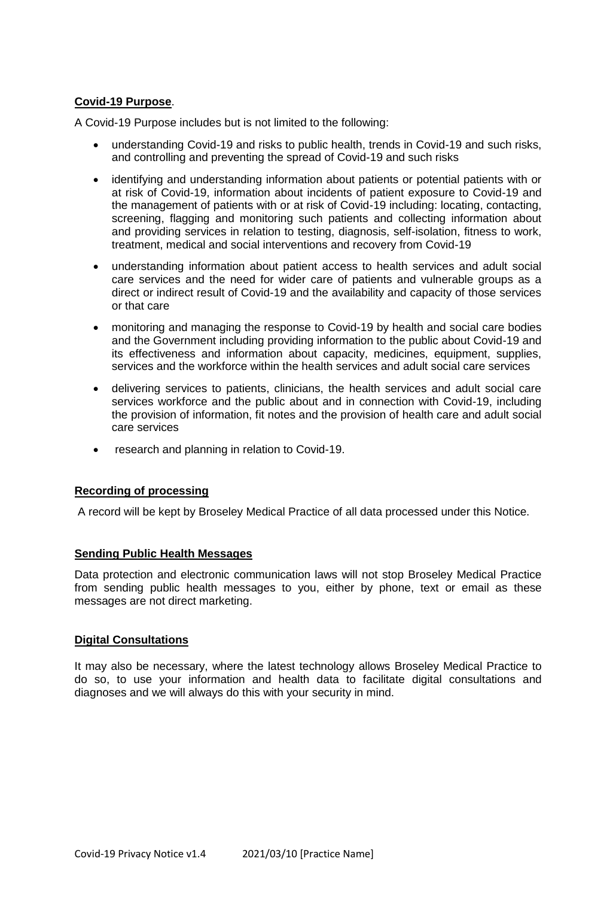**Covid-19 Purpose**.

A Covid-19 Purpose includes but is not limited to the following:

- understanding Covid-19 and risks to public health, trends in Covid-19 and such risks, and controlling and preventing the spread of Covid-19 and such risks
- identifying and understanding information about patients or potential patients with or at risk of Covid-19, information about incidents of patient exposure to Covid-19 and the management of patients with or at risk of Covid-19 including: locating, contacting, screening, flagging and monitoring such patients and collecting information about and providing services in relation to testing, diagnosis, self-isolation, fitness to work, treatment, medical and social interventions and recovery from Covid-19
- understanding information about patient access to health services and adult social care services and the need for wider care of patients and vulnerable groups as a direct or indirect result of Covid-19 and the availability and capacity of those services or that care
- monitoring and managing the response to Covid-19 by health and social care bodies and the Government including providing information to the public about Covid-19 and its effectiveness and information about capacity, medicines, equipment, supplies, services and the workforce within the health services and adult social care services
- delivering services to patients, clinicians, the health services and adult social care services workforce and the public about and in connection with Covid-19, including the provision of information, fit notes and the provision of health care and adult social care services
- research and planning in relation to Covid-19.

**Recording of processing**

A record will be kept by Broseley Medical Practice of all data processed under this Notice.

**Sending Public Health Messages**

Data protection and electronic communication laws will not stop Broseley Medical Practice from sending public health messages to you, either by phone, text or email as these messages are not direct marketing.

**Digital Consultations**

It may also be necessary, where the latest technology allows Broseley Medical Practice to do so, to use your information and health data to facilitate digital consultations and diagnoses and we will always do this with your security in mind.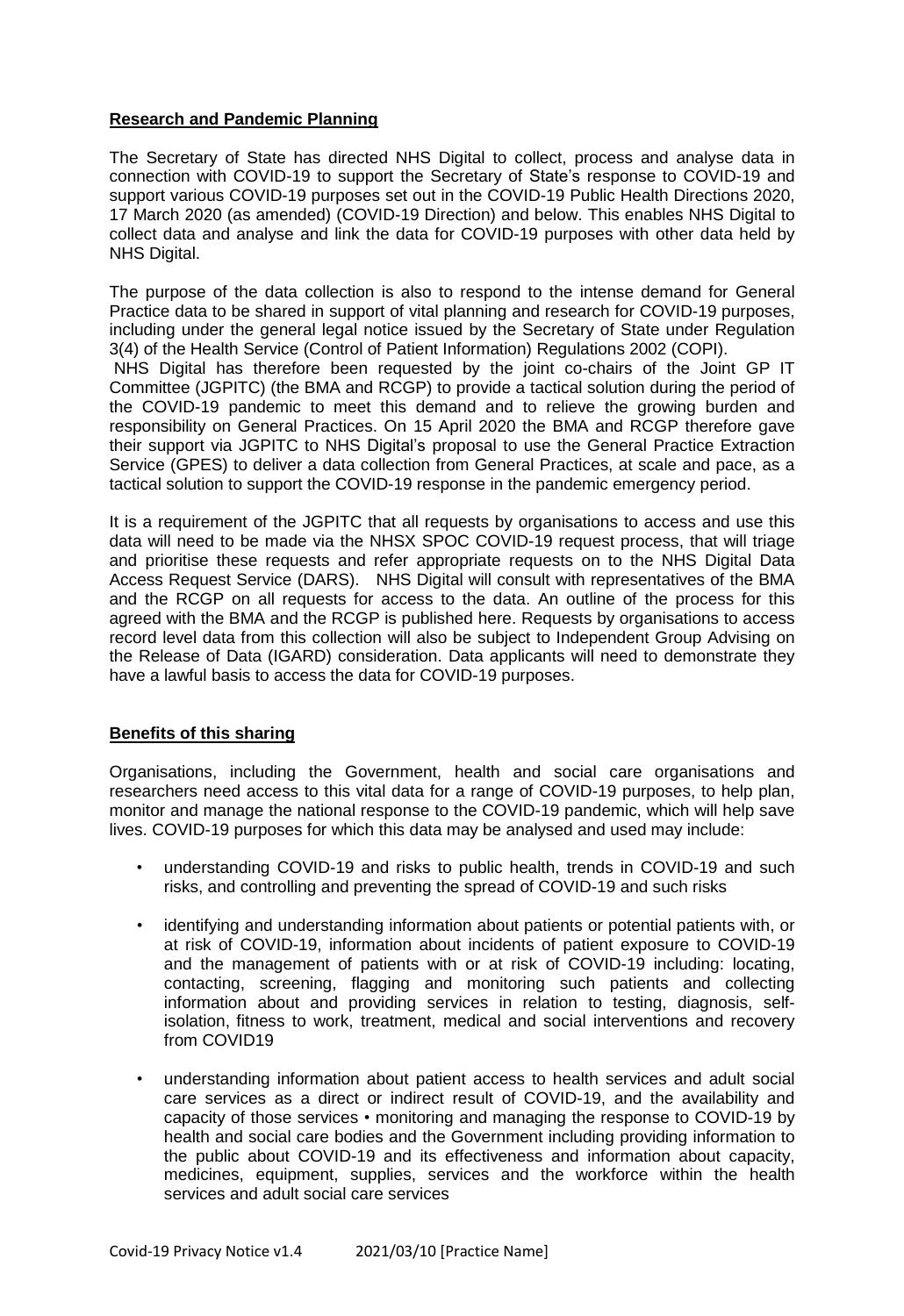**Research and Pandemic Planning**

The Secretary of State has directed NHS Digital to collect, process and analyse data in connection with COVID-19 to support the Secretary of State's response to COVID-19 and support various COVID-19 purposes set out in the COVID-19 Public Health Directions 2020, 17 March 2020 (as amended) (COVID-19 Direction) and below. This enables NHS Digital to collect data and analyse and link the data for COVID-19 purposes with other data held by NHS Digital.

The purpose of the data collection is also to respond to the intense demand for General Practice data to be shared in support of vital planning and research for COVID-19 purposes, including under the general legal notice issued by the Secretary of State under Regulation 3(4) of the Health Service (Control of Patient Information) Regulations 2002 (COPI).
NHS Digital has therefore been requested by the joint co-chairs of the Joint GP IT Committee (JGPITC) (the BMA and RCGP) to provide a tactical solution during the period of the COVID-19 pandemic to meet this demand and to relieve the growing burden and responsibility on General Practices. On 15 April 2020 the BMA and RCGP therefore gave their support via JGPITC to NHS Digital's proposal to use the General Practice Extraction Service (GPES) to deliver a data collection from General Practices, at scale and pace, as a tactical solution to support the COVID-19 response in the pandemic emergency period.

It is a requirement of the JGPITC that all requests by organisations to access and use this data will need to be made via the NHSX SPOC COVID-19 request process, that will triage and prioritise these requests and refer appropriate requests on to the NHS Digital Data Access Request Service (DARS). NHS Digital will consult with representatives of the BMA and the RCGP on all requests for access to the data. An outline of the process for this agreed with the BMA and the RCGP is published here. Requests by organisations to access record level data from this collection will also be subject to Independent Group Advising on the Release of Data (IGARD) consideration. Data applicants will need to demonstrate they have a lawful basis to access the data for COVID-19 purposes.

**Benefits of this sharing**

Organisations, including the Government, health and social care organisations and researchers need access to this vital data for a range of COVID-19 purposes, to help plan, monitor and manage the national response to the COVID-19 pandemic, which will help save lives. COVID-19 purposes for which this data may be analysed and used may include:

- understanding COVID-19 and risks to public health, trends in COVID-19 and such risks, and controlling and preventing the spread of COVID-19 and such risks
- identifying and understanding information about patients or potential patients with, or at risk of COVID-19, information about incidents of patient exposure to COVID-19 and the management of patients with or at risk of COVID-19 including: locating, contacting, screening, flagging and monitoring such patients and collecting information about and providing services in relation to testing, diagnosis, self-isolation, fitness to work, treatment, medical and social interventions and recovery from COVID19
- understanding information about patient access to health services and adult social care services as a direct or indirect result of COVID-19, and the availability and capacity of those services • monitoring and managing the response to COVID-19 by health and social care bodies and the Government including providing information to the public about COVID-19 and its effectiveness and information about capacity, medicines, equipment, supplies, services and the workforce within the health services and adult social care services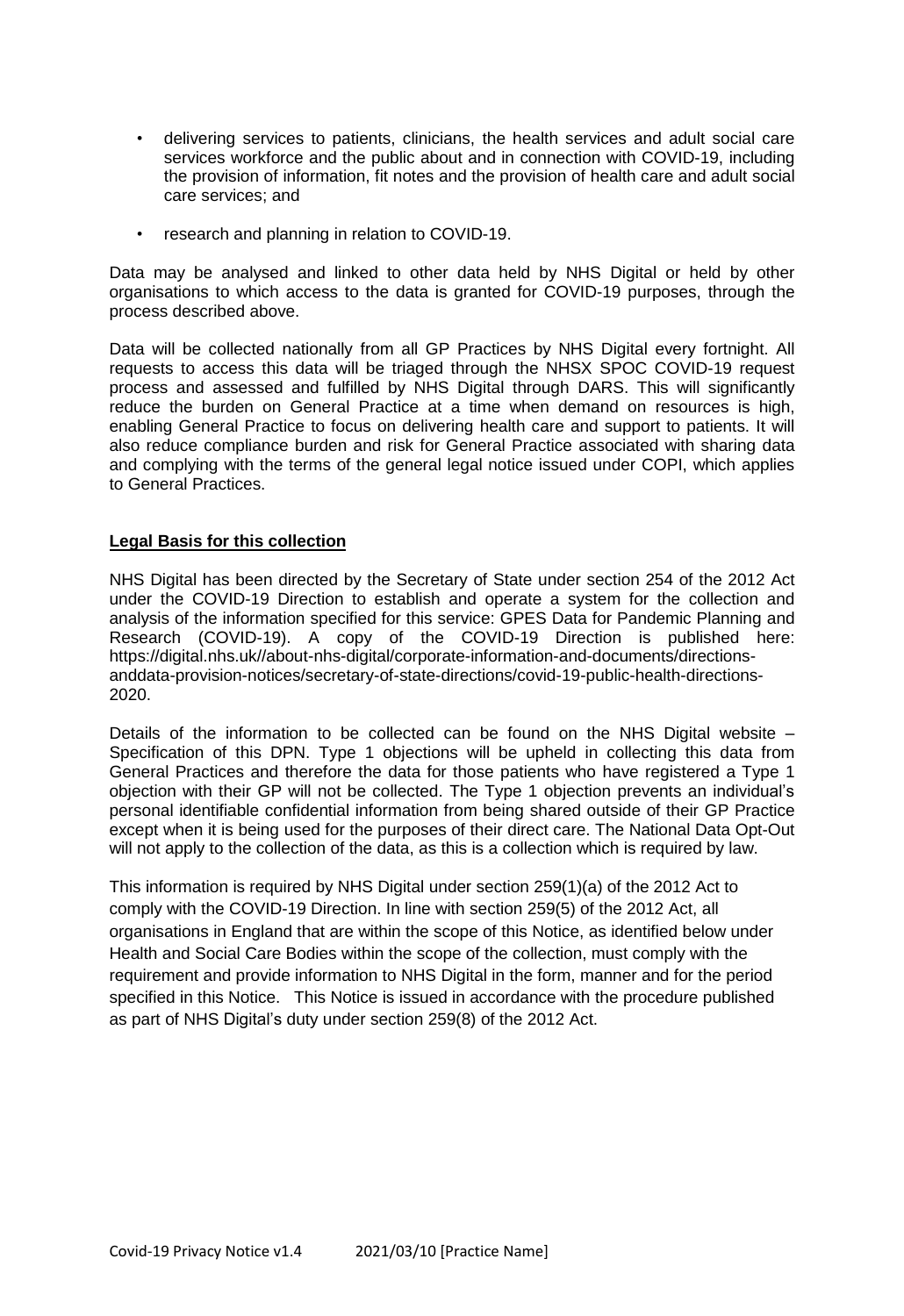- delivering services to patients, clinicians, the health services and adult social care services workforce and the public about and in connection with COVID-19, including the provision of information, fit notes and the provision of health care and adult social care services; and
- research and planning in relation to COVID-19.

Data may be analysed and linked to other data held by NHS Digital or held by other organisations to which access to the data is granted for COVID-19 purposes, through the process described above.

Data will be collected nationally from all GP Practices by NHS Digital every fortnight. All requests to access this data will be triaged through the NHSX SPOC COVID-19 request process and assessed and fulfilled by NHS Digital through DARS. This will significantly reduce the burden on General Practice at a time when demand on resources is high, enabling General Practice to focus on delivering health care and support to patients. It will also reduce compliance burden and risk for General Practice associated with sharing data and complying with the terms of the general legal notice issued under COPI, which applies to General Practices.

**Legal Basis for this collection**

NHS Digital has been directed by the Secretary of State under section 254 of the 2012 Act under the COVID-19 Direction to establish and operate a system for the collection and analysis of the information specified for this service: GPES Data for Pandemic Planning and Research (COVID-19). A copy of the COVID-19 Direction is published here: https://digital.nhs.uk//about-nhs-digital/corporate-information-and-documents/directions-anddata-provision-notices/secretary-of-state-directions/covid-19-public-health-directions-2020.

Details of the information to be collected can be found on the NHS Digital website – Specification of this DPN. Type 1 objections will be upheld in collecting this data from General Practices and therefore the data for those patients who have registered a Type 1 objection with their GP will not be collected. The Type 1 objection prevents an individual's personal identifiable confidential information from being shared outside of their GP Practice except when it is being used for the purposes of their direct care. The National Data Opt-Out will not apply to the collection of the data, as this is a collection which is required by law.

This information is required by NHS Digital under section 259(1)(a) of the 2012 Act to comply with the COVID-19 Direction. In line with section 259(5) of the 2012 Act, all organisations in England that are within the scope of this Notice, as identified below under Health and Social Care Bodies within the scope of the collection, must comply with the requirement and provide information to NHS Digital in the form, manner and for the period specified in this Notice. This Notice is issued in accordance with the procedure published as part of NHS Digital's duty under section 259(8) of the 2012 Act.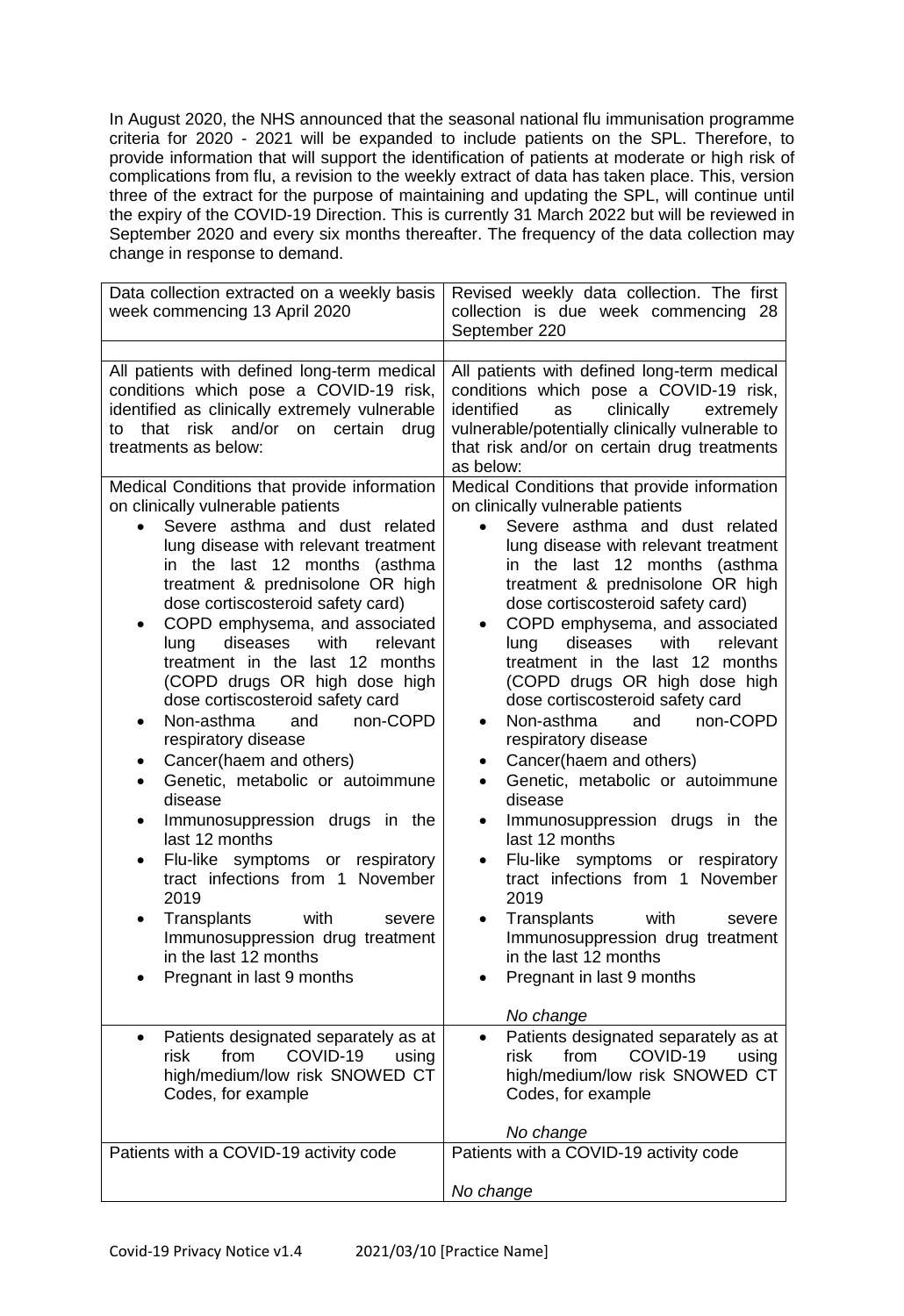In August 2020, the NHS announced that the seasonal national flu immunisation programme criteria for 2020 - 2021 will be expanded to include patients on the SPL. Therefore, to provide information that will support the identification of patients at moderate or high risk of complications from flu, a revision to the weekly extract of data has taken place. This, version three of the extract for the purpose of maintaining and updating the SPL, will continue until the expiry of the COVID-19 Direction. This is currently 31 March 2022 but will be reviewed in September 2020 and every six months thereafter. The frequency of the data collection may change in response to demand.

| Data collection extracted on a weekly basis week commencing 13 April 2020 | Revised weekly data collection. The first collection is due week commencing 28 September 220 |
|---|---|
| | |
| All patients with defined long-term medical conditions which pose a COVID-19 risk, identified as clinically extremely vulnerable to that risk and/or on certain drug treatments as below: | All patients with defined long-term medical conditions which pose a COVID-19 risk, identified as clinically extremely vulnerable/potentially clinically vulnerable to that risk and/or on certain drug treatments as below: |
| Medical Conditions that provide information on clinically vulnerable patients<br>• Severe asthma and dust related lung disease with relevant treatment in the last 12 months (asthma treatment & prednisolone OR high dose cortiscosteroid safety card)<br>• COPD emphysema, and associated lung diseases with relevant treatment in the last 12 months (COPD drugs OR high dose high dose cortiscosteroid safety card<br>• Non-asthma and non-COPD respiratory disease<br>• Cancer(haem and others)<br>• Genetic, metabolic or autoimmune disease<br>• Immunosuppression drugs in the last 12 months<br>• Flu-like symptoms or respiratory tract infections from 1 November 2019<br>• Transplants with severe Immunosuppression drug treatment in the last 12 months<br>• Pregnant in last 9 months | Medical Conditions that provide information on clinically vulnerable patients<br>• Severe asthma and dust related lung disease with relevant treatment in the last 12 months (asthma treatment & prednisolone OR high dose cortiscosteroid safety card)<br>• COPD emphysema, and associated lung diseases with relevant treatment in the last 12 months (COPD drugs OR high dose high dose cortiscosteroid safety card<br>• Non-asthma and non-COPD respiratory disease<br>• Cancer(haem and others)<br>• Genetic, metabolic or autoimmune disease<br>• Immunosuppression drugs in the last 12 months<br>• Flu-like symptoms or respiratory tract infections from 1 November 2019<br>• Transplants with severe Immunosuppression drug treatment in the last 12 months<br>• Pregnant in last 9 months<br><br>*No change* |
| • Patients designated separately as at risk from COVID-19 using high/medium/low risk SNOWED CT Codes, for example | • Patients designated separately as at risk from COVID-19 using high/medium/low risk SNOWED CT Codes, for example<br><br>*No change* |
| Patients with a COVID-19 activity code | Patients with a COVID-19 activity code<br><br>*No change* |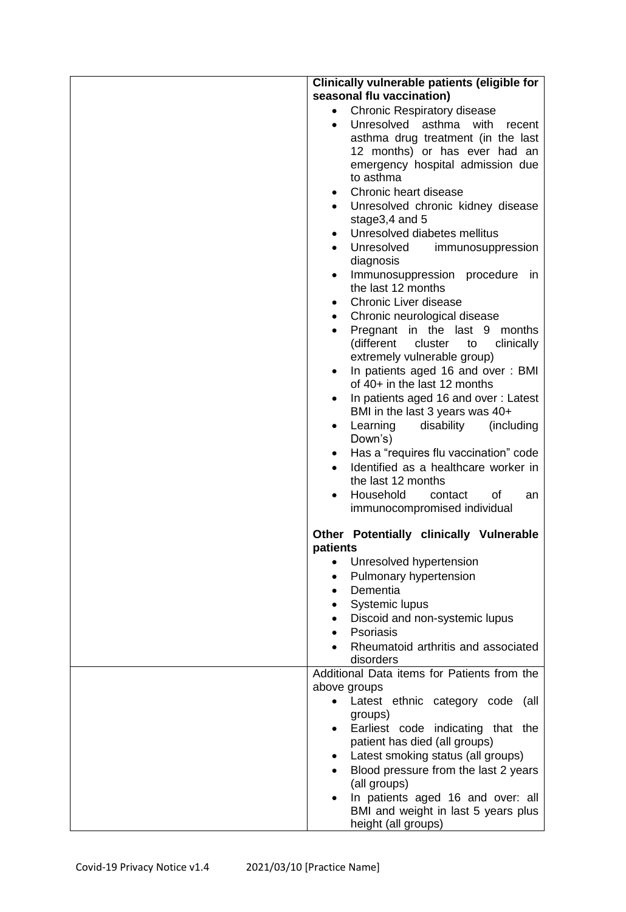| | |
|---|---|
| | **Clinically vulnerable patients (eligible for seasonal flu vaccination)**<br>• Chronic Respiratory disease<br>• Unresolved asthma with recent asthma drug treatment (in the last 12 months) or has ever had an emergency hospital admission due to asthma<br>• Chronic heart disease<br>• Unresolved chronic kidney disease stage3,4 and 5<br>• Unresolved diabetes mellitus<br>• Unresolved immunosuppression diagnosis<br>• Immunosuppression procedure in the last 12 months<br>• Chronic Liver disease<br>• Chronic neurological disease<br>• Pregnant in the last 9 months (different cluster to clinically extremely vulnerable group)<br>• In patients aged 16 and over : BMI of 40+ in the last 12 months<br>• In patients aged 16 and over : Latest BMI in the last 3 years was 40+<br>• Learning disability (including Down's)<br>• Has a "requires flu vaccination" code<br>• Identified as a healthcare worker in the last 12 months<br>• Household contact of an immunocompromised individual<br><br>**Other Potentially clinically Vulnerable patients**<br>• Unresolved hypertension<br>• Pulmonary hypertension<br>• Dementia<br>• Systemic lupus<br>• Discoid and non-systemic lupus<br>• Psoriasis<br>• Rheumatoid arthritis and associated disorders |
| | Additional Data items for Patients from the above groups<br>• Latest ethnic category code (all groups)<br>• Earliest code indicating that the patient has died (all groups)<br>• Latest smoking status (all groups)<br>• Blood pressure from the last 2 years (all groups)<br>• In patients aged 16 and over: all BMI and weight in last 5 years plus height (all groups) |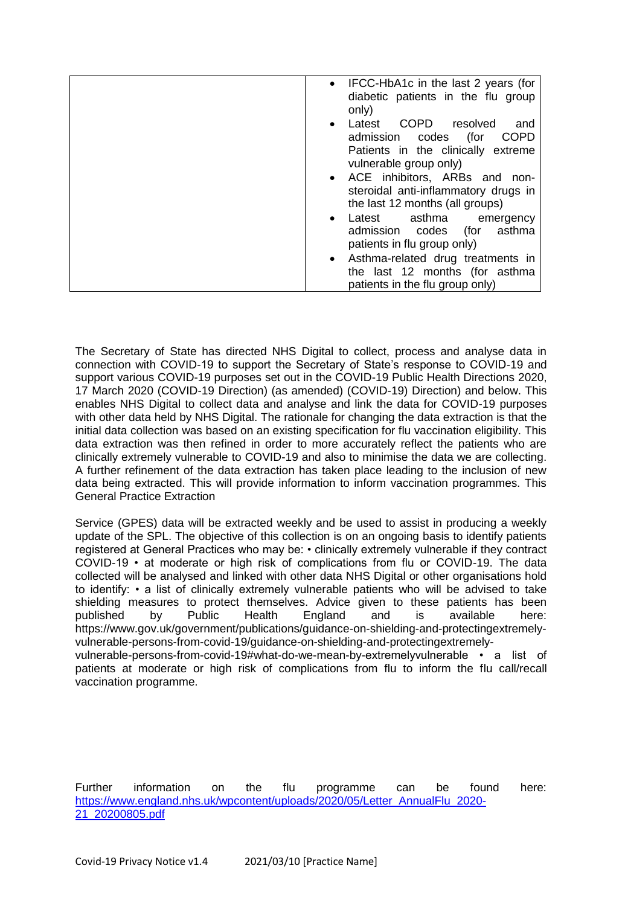| | • IFCC-HbA1c in the last 2 years (for diabetic patients in the flu group only)<br>• Latest COPD resolved and admission codes (for COPD Patients in the clinically extreme vulnerable group only)<br>• ACE inhibitors, ARBs and non-steroidal anti-inflammatory drugs in the last 12 months (all groups)<br>• Latest asthma emergency admission codes (for asthma patients in flu group only)<br>• Asthma-related drug treatments in the last 12 months (for asthma patients in the flu group only) |
|---|---|

The Secretary of State has directed NHS Digital to collect, process and analyse data in connection with COVID-19 to support the Secretary of State's response to COVID-19 and support various COVID-19 purposes set out in the COVID-19 Public Health Directions 2020, 17 March 2020 (COVID-19 Direction) (as amended) (COVID-19) Direction) and below. This enables NHS Digital to collect data and analyse and link the data for COVID-19 purposes with other data held by NHS Digital. The rationale for changing the data extraction is that the initial data collection was based on an existing specification for flu vaccination eligibility. This data extraction was then refined in order to more accurately reflect the patients who are clinically extremely vulnerable to COVID-19 and also to minimise the data we are collecting. A further refinement of the data extraction has taken place leading to the inclusion of new data being extracted. This will provide information to inform vaccination programmes. This General Practice Extraction

Service (GPES) data will be extracted weekly and be used to assist in producing a weekly update of the SPL. The objective of this collection is on an ongoing basis to identify patients registered at General Practices who may be: • clinically extremely vulnerable if they contract COVID-19 • at moderate or high risk of complications from flu or COVID-19. The data collected will be analysed and linked with other data NHS Digital or other organisations hold to identify: • a list of clinically extremely vulnerable patients who will be advised to take shielding measures to protect themselves. Advice given to these patients has been published by Public Health England and is available here: https://www.gov.uk/government/publications/guidance-on-shielding-and-protectingextremely-vulnerable-persons-from-covid-19/guidance-on-shielding-and-protectingextremely-vulnerable-persons-from-covid-19#what-do-we-mean-by-extremelyvulnerable • a list of patients at moderate or high risk of complications from flu to inform the flu call/recall vaccination programme.

Further information on the flu programme can be found here: [https://www.england.nhs.uk/wpcontent/uploads/2020/05/Letter_AnnualFlu_2020-21_20200805.pdf](https://www.england.nhs.uk/wpcontent/uploads/2020/05/Letter_AnnualFlu_2020-21_20200805.pdf)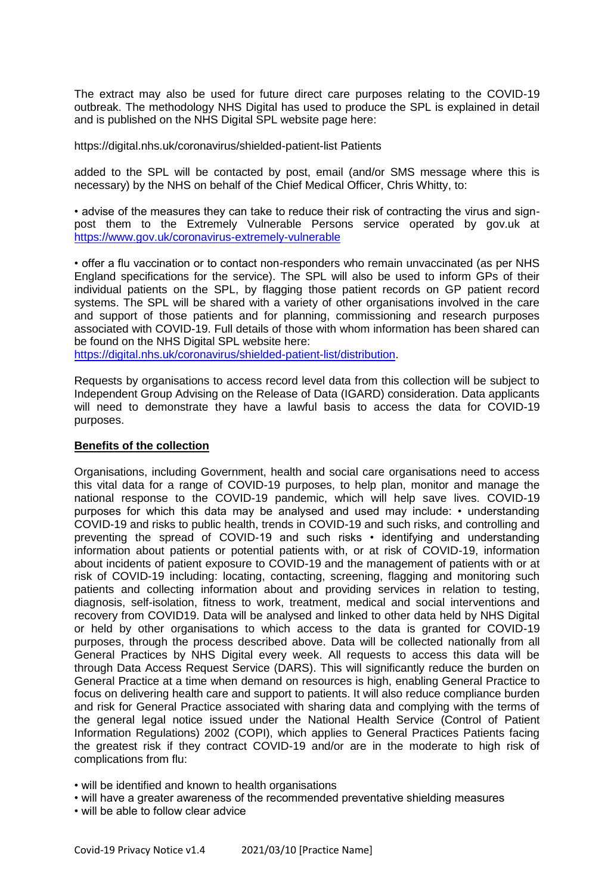The extract may also be used for future direct care purposes relating to the COVID-19 outbreak. The methodology NHS Digital has used to produce the SPL is explained in detail and is published on the NHS Digital SPL website page here:

https://digital.nhs.uk/coronavirus/shielded-patient-list Patients

added to the SPL will be contacted by post, email (and/or SMS message where this is necessary) by the NHS on behalf of the Chief Medical Officer, Chris Whitty, to:

• advise of the measures they can take to reduce their risk of contracting the virus and sign-post them to the Extremely Vulnerable Persons service operated by gov.uk at https://www.gov.uk/coronavirus-extremely-vulnerable

• offer a flu vaccination or to contact non-responders who remain unvaccinated (as per NHS England specifications for the service). The SPL will also be used to inform GPs of their individual patients on the SPL, by flagging those patient records on GP patient record systems. The SPL will be shared with a variety of other organisations involved in the care and support of those patients and for planning, commissioning and research purposes associated with COVID-19. Full details of those with whom information has been shared can be found on the NHS Digital SPL website here: https://digital.nhs.uk/coronavirus/shielded-patient-list/distribution.

Requests by organisations to access record level data from this collection will be subject to Independent Group Advising on the Release of Data (IGARD) consideration. Data applicants will need to demonstrate they have a lawful basis to access the data for COVID-19 purposes.

**Benefits of the collection**

Organisations, including Government, health and social care organisations need to access this vital data for a range of COVID-19 purposes, to help plan, monitor and manage the national response to the COVID-19 pandemic, which will help save lives. COVID-19 purposes for which this data may be analysed and used may include: • understanding COVID-19 and risks to public health, trends in COVID-19 and such risks, and controlling and preventing the spread of COVID-19 and such risks • identifying and understanding information about patients or potential patients with, or at risk of COVID-19, information about incidents of patient exposure to COVID-19 and the management of patients with or at risk of COVID-19 including: locating, contacting, screening, flagging and monitoring such patients and collecting information about and providing services in relation to testing, diagnosis, self-isolation, fitness to work, treatment, medical and social interventions and recovery from COVID19. Data will be analysed and linked to other data held by NHS Digital or held by other organisations to which access to the data is granted for COVID-19 purposes, through the process described above. Data will be collected nationally from all General Practices by NHS Digital every week. All requests to access this data will be through Data Access Request Service (DARS). This will significantly reduce the burden on General Practice at a time when demand on resources is high, enabling General Practice to focus on delivering health care and support to patients. It will also reduce compliance burden and risk for General Practice associated with sharing data and complying with the terms of the general legal notice issued under the National Health Service (Control of Patient Information Regulations) 2002 (COPI), which applies to General Practices Patients facing the greatest risk if they contract COVID-19 and/or are in the moderate to high risk of complications from flu:

- will be identified and known to health organisations
- will have a greater awareness of the recommended preventative shielding measures
- will be able to follow clear advice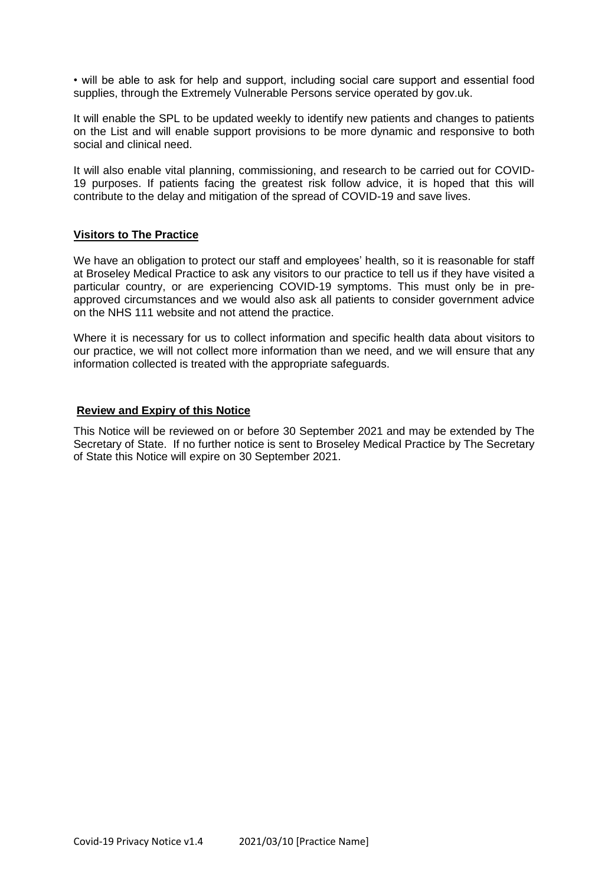• will be able to ask for help and support, including social care support and essential food supplies, through the Extremely Vulnerable Persons service operated by gov.uk.

It will enable the SPL to be updated weekly to identify new patients and changes to patients on the List and will enable support provisions to be more dynamic and responsive to both social and clinical need.

It will also enable vital planning, commissioning, and research to be carried out for COVID-19 purposes. If patients facing the greatest risk follow advice, it is hoped that this will contribute to the delay and mitigation of the spread of COVID-19 and save lives.

**Visitors to The Practice**

We have an obligation to protect our staff and employees' health, so it is reasonable for staff at Broseley Medical Practice to ask any visitors to our practice to tell us if they have visited a particular country, or are experiencing COVID-19 symptoms. This must only be in pre-approved circumstances and we would also ask all patients to consider government advice on the NHS 111 website and not attend the practice.

Where it is necessary for us to collect information and specific health data about visitors to our practice, we will not collect more information than we need, and we will ensure that any information collected is treated with the appropriate safeguards.

**Review and Expiry of this Notice**

This Notice will be reviewed on or before 30 September 2021 and may be extended by The Secretary of State. If no further notice is sent to Broseley Medical Practice by The Secretary of State this Notice will expire on 30 September 2021.